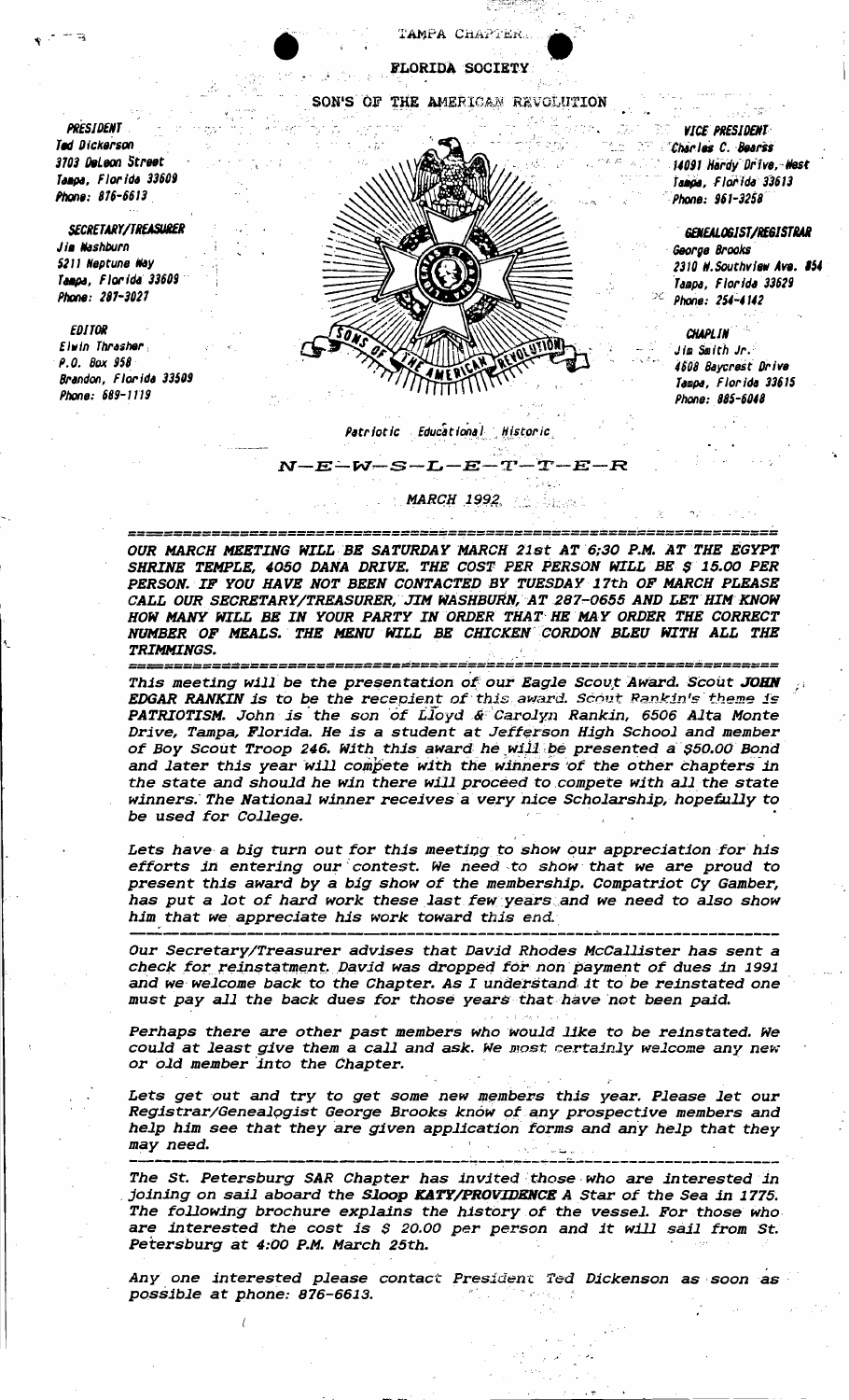TAMPA CHAPTER

FLORIDA SOCIETY

SON'S OF THE AMERICAN REVOLUTION

**PRESIDENT**
Ted Dickerson
3703 DeLeon Street
Tampa, Florida 33609
Phone: 876-6613

**SECRETARY/TREASURER**
Jim Washburn
5211 Neptune Way
Tampa, Florida 33609
Phone: 287-3027

**EDITOR**
Elwin Thrasher
P.O. Box 958
Brandon, Florida 33509
Phone: 689-1119

**VICE PRESIDENT**
Charles C. Bearss
14091 Hardy Drive, West
Tampa, Florida 33613
Phone: 961-3258

**GENEALOGIST/REGISTRAR**
George Brooks
2310 W.Southview Ave. #54
Tampa, Florida 33629
Phone: 254-4142

**CHAPLIN**
Jim Smith Jr.
4608 Baycrest Drive
Tampa, Florida 33615
Phone: 885-6048

*Patriotic Educational Historic*

# N—E—W—S—L—E—T—T—E—R

*MARCH 1992*

---

*OUR MARCH MEETING WILL BE SATURDAY MARCH 21st AT 6:30 P.M. AT THE EGYPT SHRINE TEMPLE, 4050 DANA DRIVE. THE COST PER PERSON WILL BE $ 15.00 PER PERSON. IF YOU HAVE NOT BEEN CONTACTED BY TUESDAY 17th OF MARCH PLEASE CALL OUR SECRETARY/TREASURER, JIM WASHBURN, AT 287-0655 AND LET HIM KNOW HOW MANY WILL BE IN YOUR PARTY IN ORDER THAT HE MAY ORDER THE CORRECT NUMBER OF MEALS. THE MENU WILL BE CHICKEN CORDON BLEU WITH ALL THE TRIMMINGS.*

---

*This meeting will be the presentation of our Eagle Scout Award. Scout* ***JOHN EDGAR RANKIN*** *is to be the recepient of this award. Scout Rankin's theme is* ***PATRIOTISM.*** *John is the son of Lloyd & Carolyn Rankin, 6506 Alta Monte Drive, Tampa, Florida. He is a student at Jefferson High School and member of Boy Scout Troop 246. With this award he will be presented a $50.00 Bond and later this year will compete with the winners of the other chapters in the state and should he win there will proceed to compete with all the state winners. The National winner receives a very nice Scholarship, hopefully to be used for College.*

*Lets have a big turn out for this meeting to show our appreciation for his efforts in entering our contest. We need to show that we are proud to present this award by a big show of the membership. Compatriot Cy Gamber, has put a lot of hard work these last few years and we need to also show him that we appreciate his work toward this end.*

---

*Our Secretary/Treasurer advises that David Rhodes McCallister has sent a check for reinstatment. David was dropped for non payment of dues in 1991 and we welcome back to the Chapter. As I understand it to be reinstated one must pay all the back dues for those years that have not been paid.*

*Perhaps there are other past members who would like to be reinstated. We could at least give them a call and ask. We most certainly welcome any new or old member into the Chapter.*

*Lets get out and try to get some new members this year. Please let our Registrar/Genealogist George Brooks know of any prospective members and help him see that they are given application forms and any help that they may need.*

---

*The St. Petersburg SAR Chapter has invited those who are interested in joining on sail aboard the* ***Sloop KATY/PROVIDENCE*** *A Star of the Sea in 1775. The following brochure explains the history of the vessel. For those who are interested the cost is $ 20.00 per person and it will sail from St. Petersburg at 4:00 P.M. March 25th.*

*Any one interested please contact President Ted Dickenson as soon as possible at phone: 876-6613.*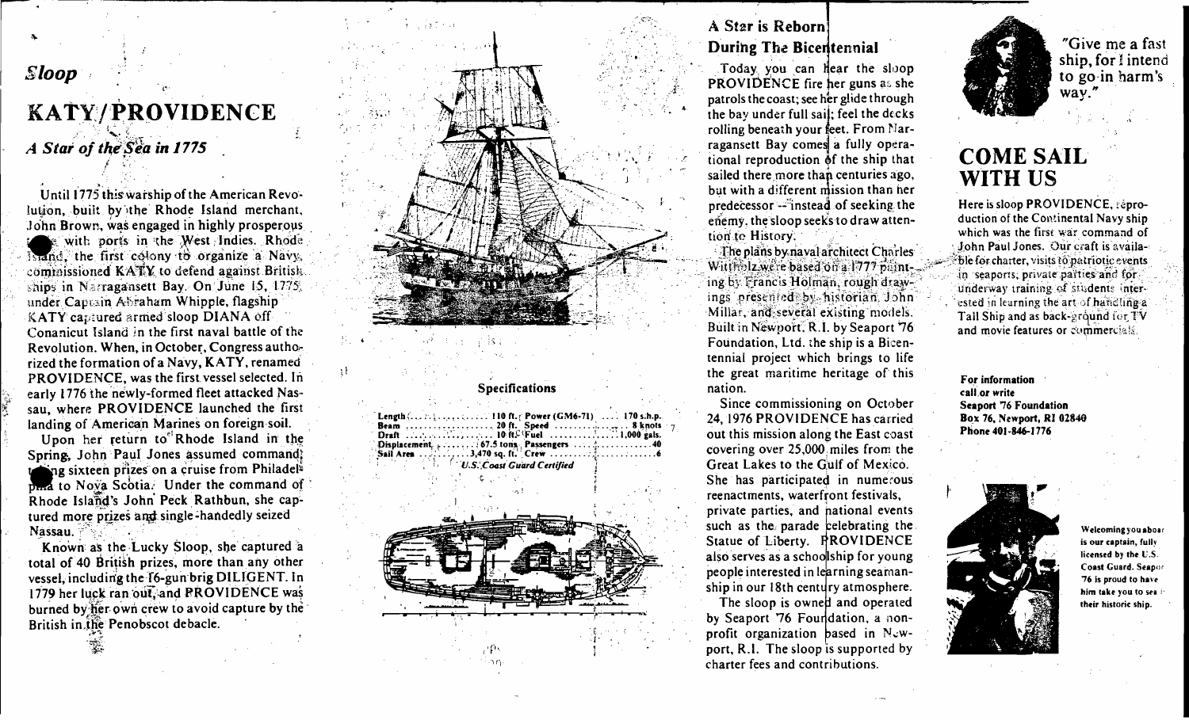*Sloop*

# KATY/PROVIDENCE

## *A Star of the Sea in 1775*

Until 1775 this warship of the American Revolution, built by the Rhode Island merchant, John Brown, was engaged in highly prosperous trade with ports in the West Indies. Rhode Island, the first colony to organize a Navy, commissioned KATY to defend against British ships in Narragansett Bay. On June 15, 1775, under Captain Abraham Whipple, flagship KATY captured armed sloop DIANA off Conanicut Island in the first naval battle of the Revolution. When, in October, Congress authorized the formation of a Navy, KATY, renamed PROVIDENCE, was the first vessel selected. In early 1776 the newly-formed fleet attacked Nassau, where PROVIDENCE launched the first landing of American Marines on foreign soil.

Upon her return to Rhode Island in the Spring, John Paul Jones assumed command, taking sixteen prizes on a cruise from Philadelphia to Nova Scotia. Under the command of Rhode Island's John Peck Rathbun, she captured more prizes and single-handedly seized Nassau.

Known as the Lucky Sloop, she captured a total of 40 British prizes, more than any other vessel, including the 16-gun brig DILIGENT. In 1779 her luck ran out, and PROVIDENCE was burned by her own crew to avoid capture by the British in the Penobscot debacle.

### Specifications

| | | | |
|---|---|---|---|
| Length | 110 ft. | Power (GM6-71) | 170 s.h.p. |
| Beam | 20 ft. | Speed | 8 knots |
| Draft | 10 ft. | Fuel | 1,000 gals. |
| Displacement | 67.5 tons | Passengers | 40 |
| Sail Area | 3,470 sq. ft. | Crew | 6 |

*U.S. Coast Guard Certified*

## A Star is Reborn During The Bicentennial

Today you can hear the sloop PROVIDENCE fire her guns as she patrols the coast; see her glide through the bay under full sail; feel the decks rolling beneath your feet. From Narragansett Bay comes a fully operational reproduction of the ship that sailed there more than centuries ago, but with a different mission than her predecessor -- instead of seeking the enemy, the sloop seeks to draw attention to History.

The plans by naval architect Charles Wittholz were based on a 1777 painting by Francis Holman, rough drawings presented by historian John Millar, and several existing models. Built in Newport, R.I. by Seaport '76 Foundation, Ltd. the ship is a Bicentennial project which brings to life the great maritime heritage of this nation.

Since commissioning on October 24, 1976 PROVIDENCE has carried out this mission along the East coast covering over 25,000 miles from the Great Lakes to the Gulf of Mexico. She has participated in numerous reenactments, waterfront festivals, private parties, and national events such as the parade celebrating the Statue of Liberty. PROVIDENCE also serves as a schoolship for young people interested in learning seamanship in our 18th century atmosphere.

The sloop is owned and operated by Seaport '76 Foundation, a nonprofit organization based in Newport, R.I. The sloop is supported by charter fees and contributions.

"Give me a fast ship, for I intend to go in harm's way."

# COME SAIL WITH US

Here is sloop PROVIDENCE, reproduction of the Continental Navy ship which was the first war command of John Paul Jones. Our craft is available for charter, visits to patriotic events in seaports, private parties and for underway training of students interested in learning the art of handling a Tall Ship and as back-ground for TV and movie features or commercials.

**For information call or write**
**Seaport '76 Foundation**
**Box 76, Newport, RI 02840**
**Phone 401-846-1776**

**Welcoming you aboard is our captain, fully licensed by the U.S. Coast Guard. Seaport '76 is proud to have him take you to sea in their historic ship.**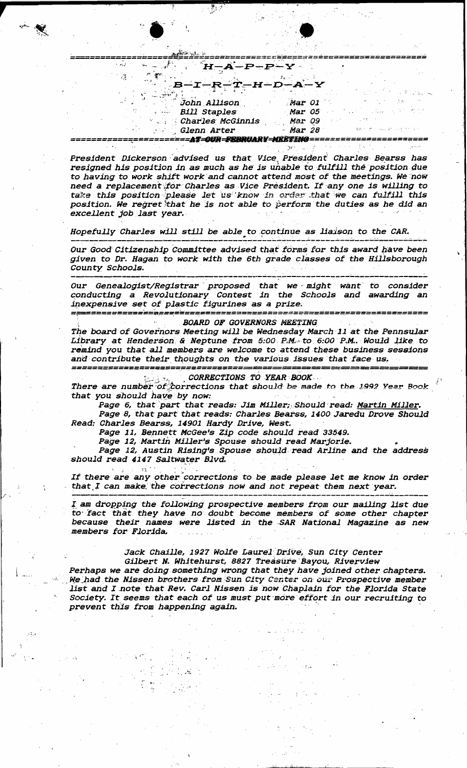## H-A-P-P-Y

## B-I-R-T-H-D-A-Y

| | |
|---|---|
| John Allison | Mar 01 |
| Bill Staples | Mar 05 |
| Charles McGinnis | Mar 09 |
| Glenn Arter | Mar 28 |

### AT OUR FEBRUARY MEETING

*President Dickerson advised us that Vice President Charles Bearss has resigned his position in as much as he is unable to fulfill the position due to having to work shift work and cannot attend most of the meetings. We now need a replacement for Charles as Vice President. If any one is willing to take this position please let us know in order that we can fulfill this position. We regret that he is not able to perform the duties as he did an excellent job last year.*

*Hopefully Charles will still be able to continue as liaison to the CAR.*

---

*Our Good Citizenship Committee advised that forms for this award have been given to Dr. Hagan to work with the 6th grade classes of the Hillsborough County Schools.*

---

*Our Genealogist/Registrar proposed that we might want to consider conducting a Revolutionary Contest in the Schools and awarding an inexpensive set of plastic figurines as a prize.*

---

### BOARD OF GOVERNORS MEETING

*The board of Governors Meeting will be Wednesday March 11 at the Pennsular Library at Henderson & Neptune from 5:00 P.M. to 6:00 P.M. Would like to remind you that all members are welcome to attend these business sessions and contribute their thoughts on the various issues that face us.*

---

### CORRECTIONS TO YEAR BOOK

*There are number of corrections that should be made to the 1992 Year Book that you should have by now:*

*Page 6, that part that reads: Jim Miller, Should read: Martin Miller.*

*Page 8, that part that reads: Charles Bearss, 1400 Jaredu Drove Should Read: Charles Bearss, 14901 Hardy Drive, West.*

*Page 11, Bennett McGee's Zip code should read 33549.*

*Page 12, Martin Miller's Spouse should read Marjorie.*

*Page 12, Austin Rising's Spouse should read Arline and the address should read 4147 Saltwater Blvd.*

*If there are any other corrections to be made please let me know in order that I can make the corrections now and not repeat them next year.*

---

*I am dropping the following prospective members from our mailing list due to fact that they have no doubt become members of some other chapter because their names were listed in the SAR National Magazine as new members for Florida.*

*Jack Chaille, 1927 Wolfe Laurel Drive, Sun City Center*
*Gilbert N. Whitehurst, 8827 Treasure Bayou, Riverview*

*Perhaps we are doing something wrong that they have joined other chapters. We had the Nissen brothers from Sun City Center on our Prospective member list and I note that Rev. Carl Nissen is now Chaplain for the Florida State Society. It seems that each of us must put more effort in our recruiting to prevent this from happening again.*